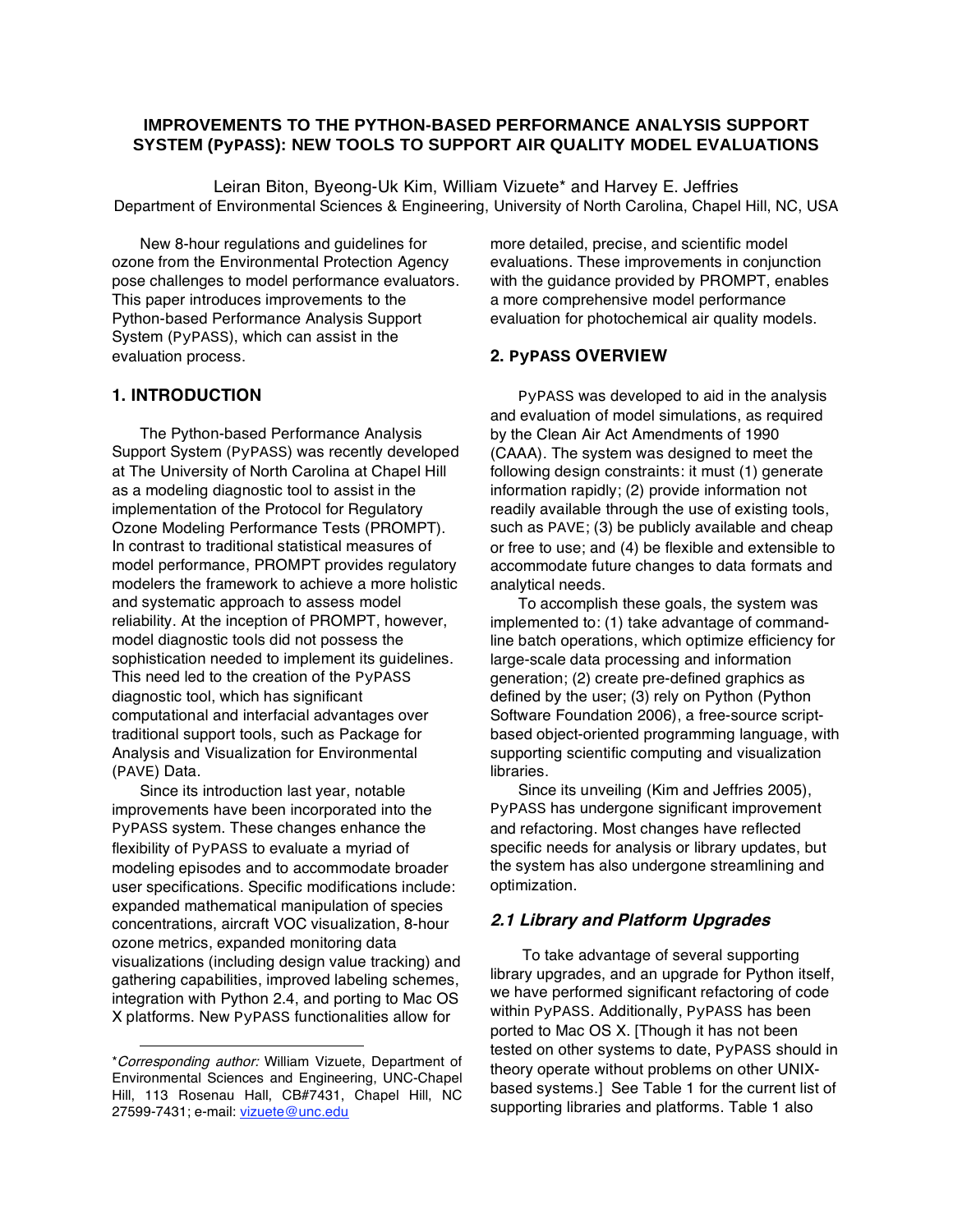# IMPROVEMENTS TO THE PYTHON-BASED PERFORMANCE ANALYSIS SUPPORT SYSTEM (PyPASS): NEW TOOLS TO SUPPORT AIR QUALITY MODEL EVALUATIONS

Leiran Biton, Byeong-Uk Kim, William Vizuete* and Harvey E. Jeffries
Department of Environmental Sciences & Engineering, University of North Carolina, Chapel Hill, NC, USA

New 8-hour regulations and guidelines for ozone from the Environmental Protection Agency pose challenges to model performance evaluators. This paper introduces improvements to the Python-based Performance Analysis Support System (PyPASS), which can assist in the evaluation process.

## 1. INTRODUCTION

The Python-based Performance Analysis Support System (PyPASS) was recently developed at The University of North Carolina at Chapel Hill as a modeling diagnostic tool to assist in the implementation of the Protocol for Regulatory Ozone Modeling Performance Tests (PROMPT). In contrast to traditional statistical measures of model performance, PROMPT provides regulatory modelers the framework to achieve a more holistic and systematic approach to assess model reliability. At the inception of PROMPT, however, model diagnostic tools did not possess the sophistication needed to implement its guidelines. This need led to the creation of the PyPASS diagnostic tool, which has significant computational and interfacial advantages over traditional support tools, such as Package for Analysis and Visualization for Environmental (PAVE) Data.

Since its introduction last year, notable improvements have been incorporated into the PyPASS system. These changes enhance the flexibility of PyPASS to evaluate a myriad of modeling episodes and to accommodate broader user specifications. Specific modifications include: expanded mathematical manipulation of species concentrations, aircraft VOC visualization, 8-hour ozone metrics, expanded monitoring data visualizations (including design value tracking) and gathering capabilities, improved labeling schemes, integration with Python 2.4, and porting to Mac OS X platforms. New PyPASS functionalities allow for more detailed, precise, and scientific model evaluations. These improvements in conjunction with the guidance provided by PROMPT, enables a more comprehensive model performance evaluation for photochemical air quality models.

## 2. PyPASS OVERVIEW

PyPASS was developed to aid in the analysis and evaluation of model simulations, as required by the Clean Air Act Amendments of 1990 (CAAA). The system was designed to meet the following design constraints: it must (1) generate information rapidly; (2) provide information not readily available through the use of existing tools, such as PAVE; (3) be publicly available and cheap or free to use; and (4) be flexible and extensible to accommodate future changes to data formats and analytical needs.

To accomplish these goals, the system was implemented to: (1) take advantage of command-line batch operations, which optimize efficiency for large-scale data processing and information generation; (2) create pre-defined graphics as defined by the user; (3) rely on Python (Python Software Foundation 2006), a free-source script-based object-oriented programming language, with supporting scientific computing and visualization libraries.

Since its unveiling (Kim and Jeffries 2005), PyPASS has undergone significant improvement and refactoring. Most changes have reflected specific needs for analysis or library updates, but the system has also undergone streamlining and optimization.

### *2.1 Library and Platform Upgrades*

To take advantage of several supporting library upgrades, and an upgrade for Python itself, we have performed significant refactoring of code within PyPASS. Additionally, PyPASS has been ported to Mac OS X. [Though it has not been tested on other systems to date, PyPASS should in theory operate without problems on other UNIX-based systems.] See Table 1 for the current list of supporting libraries and platforms. Table 1 also

---

\**Corresponding author:* William Vizuete, Department of Environmental Sciences and Engineering, UNC-Chapel Hill, 113 Rosenau Hall, CB#7431, Chapel Hill, NC 27599-7431; e-mail: vizuete@unc.edu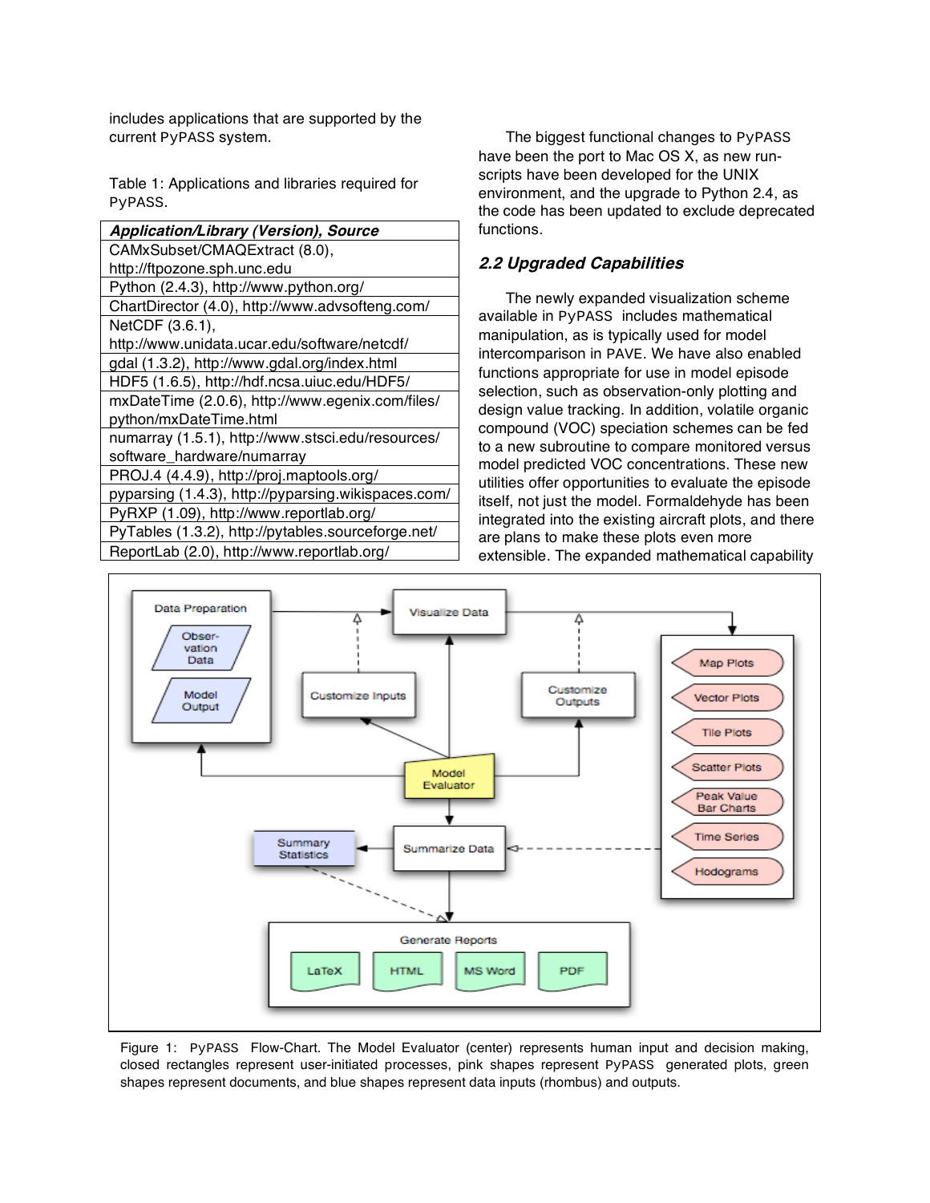includes applications that are supported by the current PyPASS system.

Table 1: Applications and libraries required for PyPASS.

| ***Application/Library (Version), Source*** |
| --- |
| CAMxSubset/CMAQExtract (8.0), http://ftpozone.sph.unc.edu |
| Python (2.4.3), http://www.python.org/ |
| ChartDirector (4.0), http://www.advsofteng.com/ |
| NetCDF (3.6.1), http://www.unidata.ucar.edu/software/netcdf/ |
| gdal (1.3.2), http://www.gdal.org/index.html |
| HDF5 (1.6.5), http://hdf.ncsa.uiuc.edu/HDF5/ |
| mxDateTime (2.0.6), http://www.egenix.com/files/python/mxDateTime.html |
| numarray (1.5.1), http://www.stsci.edu/resources/software_hardware/numarray |
| PROJ.4 (4.4.9), http://proj.maptools.org/ |
| pyparsing (1.4.3), http://pyparsing.wikispaces.com/ |
| PyRXP (1.09), http://www.reportlab.org/ |
| PyTables (1.3.2), http://pytables.sourceforge.net/ |
| ReportLab (2.0), http://www.reportlab.org/ |

The biggest functional changes to PyPASS have been the port to Mac OS X, as new run-scripts have been developed for the UNIX environment, and the upgrade to Python 2.4, as the code has been updated to exclude deprecated functions.

### *2.2 Upgraded Capabilities*

The newly expanded visualization scheme available in PyPASS includes mathematical manipulation, as is typically used for model intercomparison in PAVE. We have also enabled functions appropriate for use in model episode selection, such as observation-only plotting and design value tracking. In addition, volatile organic compound (VOC) speciation schemes can be fed to a new subroutine to compare monitored versus model predicted VOC concentrations. These new utilities offer opportunities to evaluate the episode itself, not just the model. Formaldehyde has been integrated into the existing aircraft plots, and there are plans to make these plots even more extensible. The expanded mathematical capability

Figure 1: PyPASS Flow-Chart. The Model Evaluator (center) represents human input and decision making, closed rectangles represent user-initiated processes, pink shapes represent PyPASS generated plots, green shapes represent documents, and blue shapes represent data inputs (rhombus) and outputs.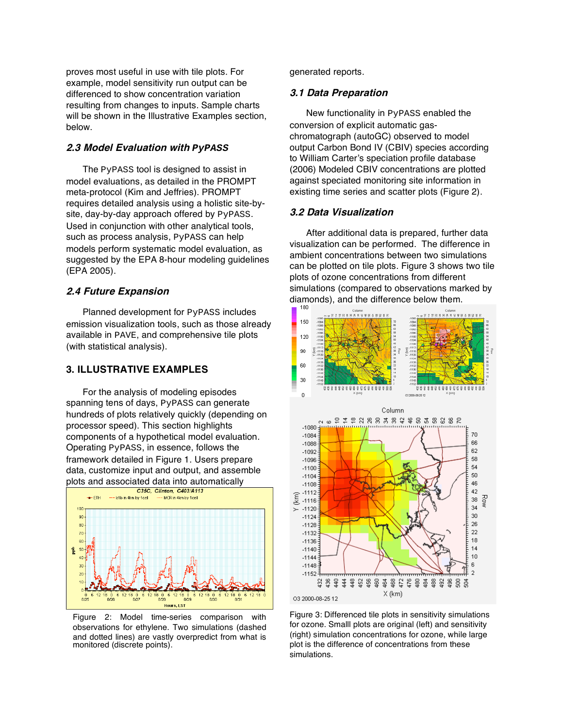proves most useful in use with tile plots. For example, model sensitivity run output can be differenced to show concentration variation resulting from changes to inputs. Sample charts will be shown in the Illustrative Examples section, below.

### 2.3 Model Evaluation with PyPASS

The PyPASS tool is designed to assist in model evaluations, as detailed in the PROMPT meta-protocol (Kim and Jeffries). PROMPT requires detailed analysis using a holistic site-by-site, day-by-day approach offered by PyPASS. Used in conjunction with other analytical tools, such as process analysis, PyPASS can help models perform systematic model evaluation, as suggested by the EPA 8-hour modeling guidelines (EPA 2005).

### 2.4 Future Expansion

Planned development for PyPASS includes emission visualization tools, such as those already available in PAVE, and comprehensive tile plots (with statistical analysis).

## 3. ILLUSTRATIVE EXAMPLES

For the analysis of modeling episodes spanning tens of days, PyPASS can generate hundreds of plots relatively quickly (depending on processor speed). This section highlights components of a hypothetical model evaluation. Operating PyPASS, in essence, follows the framework detailed in Figure 1. Users prepare data, customize input and output, and assemble plots and associated data into automatically generated reports.

Figure 2: Model time-series comparison with observations for ethylene. Two simulations (dashed and dotted lines) are vastly overpredict from what is monitored (discrete points).

### 3.1 Data Preparation

New functionality in PyPASS enabled the conversion of explicit automatic gas-chromatograph (autoGC) observed to model output Carbon Bond IV (CBIV) species according to William Carter's speciation profile database (2006) Modeled CBIV concentrations are plotted against speciated monitoring site information in existing time series and scatter plots (Figure 2).

### 3.2 Data Visualization

After additional data is prepared, further data visualization can be performed. The difference in ambient concentrations between two simulations can be plotted on tile plots. Figure 3 shows two tile plots of ozone concentrations from different simulations (compared to observations marked by diamonds), and the difference below them.

Figure 3: Differenced tile plots in sensitivity simulations for ozone. Smalll plots are original (left) and sensitivity (right) simulation concentrations for ozone, while large plot is the difference of concentrations from these simulations.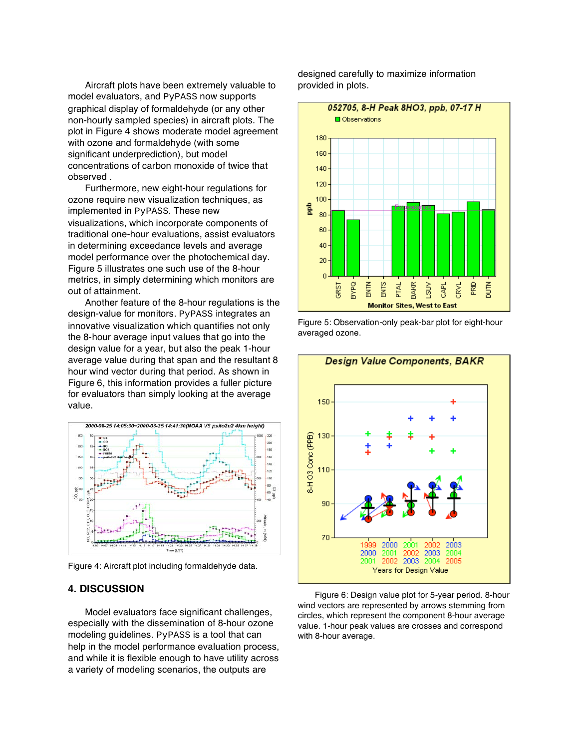Aircraft plots have been extremely valuable to model evaluators, and PyPASS now supports graphical display of formaldehyde (or any other non-hourly sampled species) in aircraft plots. The plot in Figure 4 shows moderate model agreement with ozone and formaldehyde (with some significant underprediction), but model concentrations of carbon monoxide of twice that observed .

Furthermore, new eight-hour regulations for ozone require new visualization techniques, as implemented in PyPASS. These new visualizations, which incorporate components of traditional one-hour evaluations, assist evaluators in determining exceedance levels and average model performance over the photochemical day. Figure 5 illustrates one such use of the 8-hour metrics, in simply determining which monitors are out of attainment.

Another feature of the 8-hour regulations is the design-value for monitors. PyPASS integrates an innovative visualization which quantifies not only the 8-hour average input values that go into the design value for a year, but also the peak 1-hour average value during that span and the resultant 8 hour wind vector during that period. As shown in Figure 6, this information provides a fuller picture for evaluators than simply looking at the average value.

Figure 4: Aircraft plot including formaldehyde data.

## 4. DISCUSSION

Model evaluators face significant challenges, especially with the dissemination of 8-hour ozone modeling guidelines. PyPASS is a tool that can help in the model performance evaluation process, and while it is flexible enough to have utility across a variety of modeling scenarios, the outputs are designed carefully to maximize information provided in plots.

Figure 5: Observation-only peak-bar plot for eight-hour averaged ozone.

Figure 6: Design value plot for 5-year period. 8-hour wind vectors are represented by arrows stemming from circles, which represent the component 8-hour average value. 1-hour peak values are crosses and correspond with 8-hour average.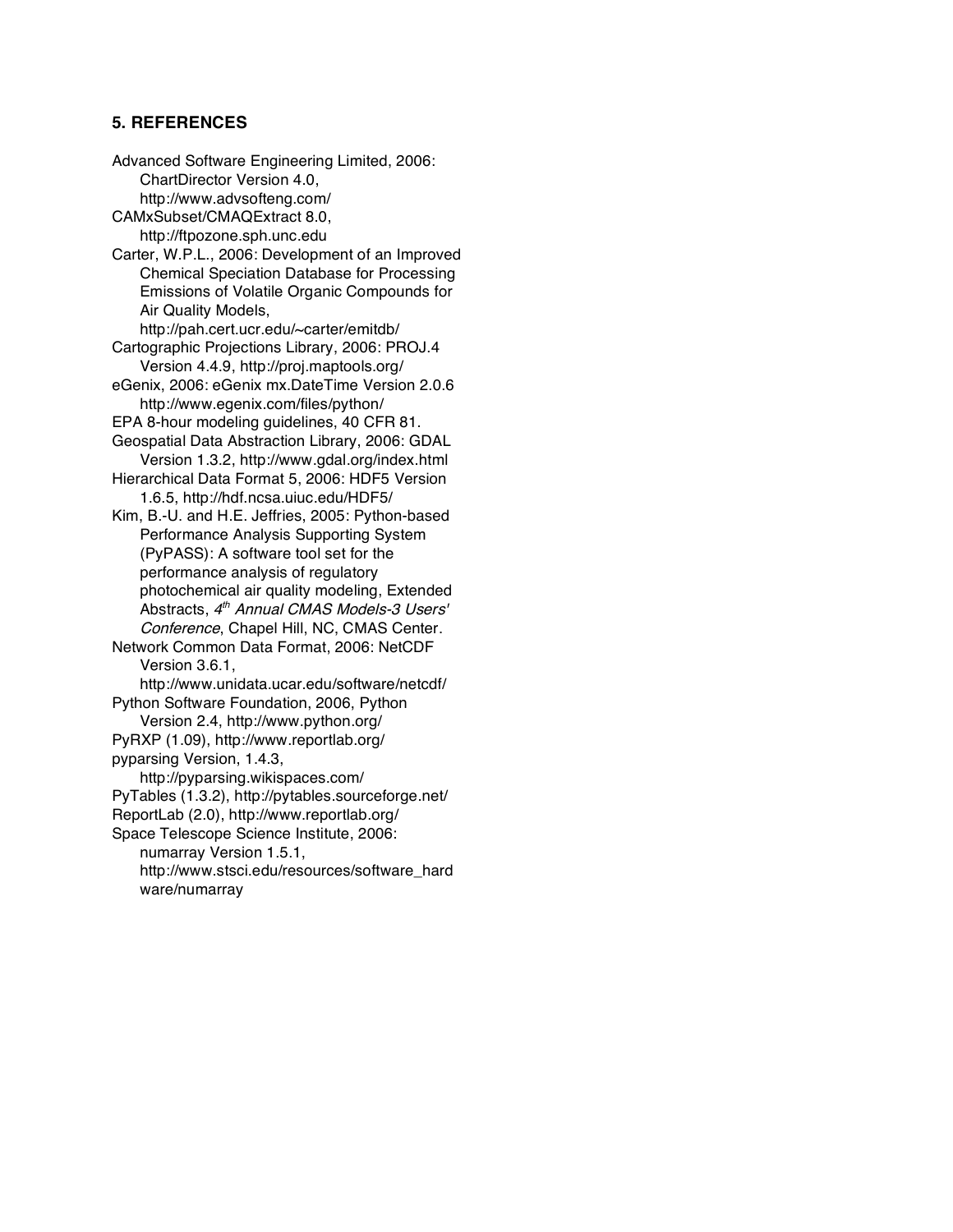## 5. REFERENCES

Advanced Software Engineering Limited, 2006: ChartDirector Version 4.0, http://www.advsofteng.com/

CAMxSubset/CMAQExtract 8.0, http://ftpozone.sph.unc.edu

Carter, W.P.L., 2006: Development of an Improved Chemical Speciation Database for Processing Emissions of Volatile Organic Compounds for Air Quality Models, http://pah.cert.ucr.edu/~carter/emitdb/

Cartographic Projections Library, 2006: PROJ.4 Version 4.4.9, http://proj.maptools.org/

eGenix, 2006: eGenix mx.DateTime Version 2.0.6 http://www.egenix.com/files/python/

EPA 8-hour modeling guidelines, 40 CFR 81.

Geospatial Data Abstraction Library, 2006: GDAL Version 1.3.2, http://www.gdal.org/index.html

Hierarchical Data Format 5, 2006: HDF5 Version 1.6.5, http://hdf.ncsa.uiuc.edu/HDF5/

Kim, B.-U. and H.E. Jeffries, 2005: Python-based Performance Analysis Supporting System (PyPASS): A software tool set for the performance analysis of regulatory photochemical air quality modeling, Extended Abstracts, *4th Annual CMAS Models-3 Users' Conference*, Chapel Hill, NC, CMAS Center.

Network Common Data Format, 2006: NetCDF Version 3.6.1, http://www.unidata.ucar.edu/software/netcdf/

Python Software Foundation, 2006, Python Version 2.4, http://www.python.org/

PyRXP (1.09), http://www.reportlab.org/

pyparsing Version, 1.4.3, http://pyparsing.wikispaces.com/

PyTables (1.3.2), http://pytables.sourceforge.net/

ReportLab (2.0), http://www.reportlab.org/

Space Telescope Science Institute, 2006: numarray Version 1.5.1, http://www.stsci.edu/resources/software_hardware/numarray